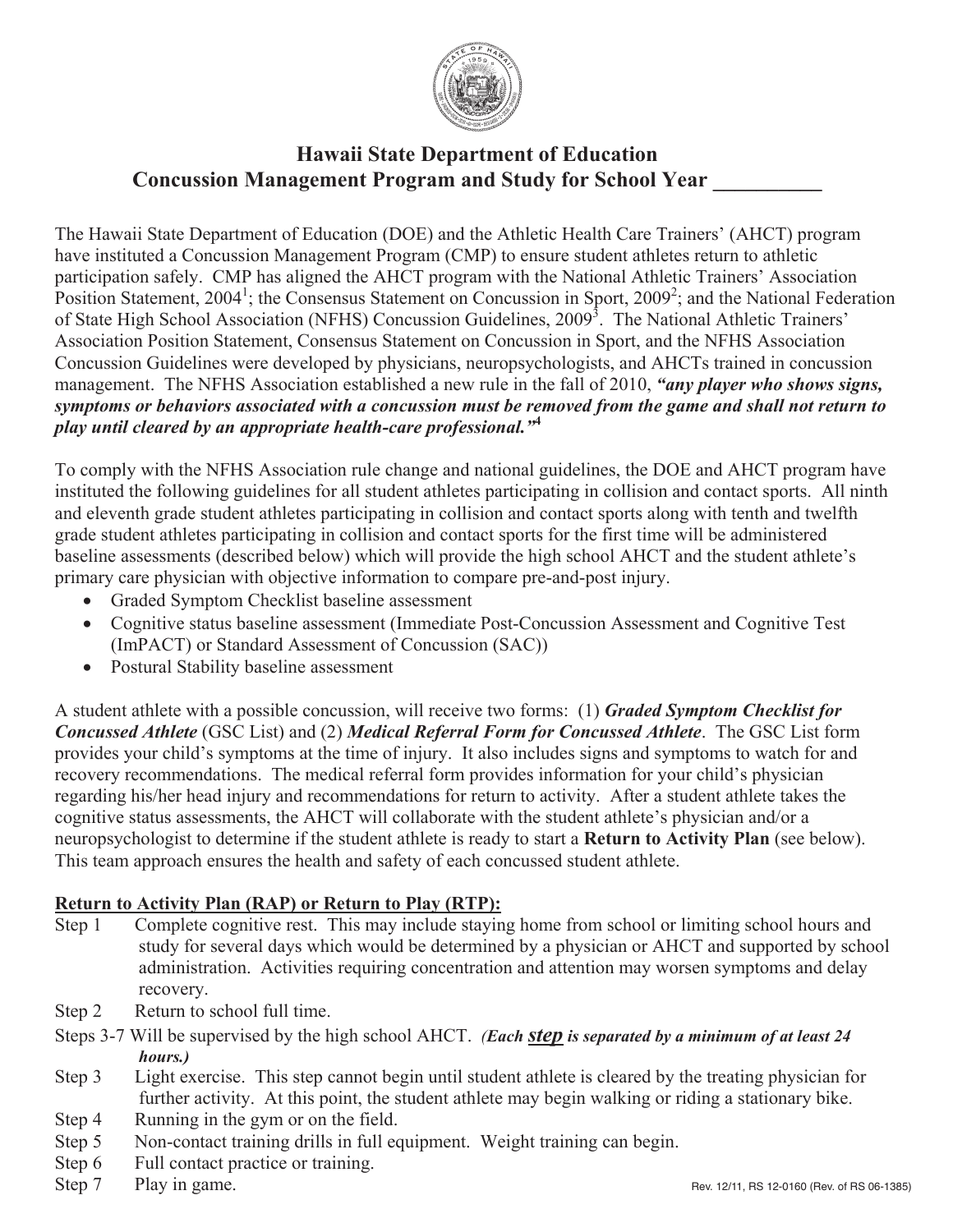# Hawaii State Department of Education
# Concussion Management Program and Study for School Year __________

The Hawaii State Department of Education (DOE) and the Athletic Health Care Trainers' (AHCT) program have instituted a Concussion Management Program (CMP) to ensure student athletes return to athletic participation safely. CMP has aligned the AHCT program with the National Athletic Trainers' Association Position Statement, 2004[1]; the Consensus Statement on Concussion in Sport, 2009[2]; and the National Federation of State High School Association (NFHS) Concussion Guidelines, 2009[3]. The National Athletic Trainers' Association Position Statement, Consensus Statement on Concussion in Sport, and the NFHS Association Concussion Guidelines were developed by physicians, neuropsychologists, and AHCTs trained in concussion management. The NFHS Association established a new rule in the fall of 2010, ***"any player who shows signs, symptoms or behaviors associated with a concussion must be removed from the game and shall not return to play until cleared by an appropriate health-care professional."***[4]

To comply with the NFHS Association rule change and national guidelines, the DOE and AHCT program have instituted the following guidelines for all student athletes participating in collision and contact sports. All ninth and eleventh grade student athletes participating in collision and contact sports along with tenth and twelfth grade student athletes participating in collision and contact sports for the first time will be administered baseline assessments (described below) which will provide the high school AHCT and the student athlete's primary care physician with objective information to compare pre-and-post injury.

- Graded Symptom Checklist baseline assessment
- Cognitive status baseline assessment (Immediate Post-Concussion Assessment and Cognitive Test (ImPACT) or Standard Assessment of Concussion (SAC))
- Postural Stability baseline assessment

A student athlete with a possible concussion, will receive two forms: (1) ***Graded Symptom Checklist for Concussed Athlete*** (GSC List) and (2) ***Medical Referral Form for Concussed Athlete***. The GSC List form provides your child's symptoms at the time of injury. It also includes signs and symptoms to watch for and recovery recommendations. The medical referral form provides information for your child's physician regarding his/her head injury and recommendations for return to activity. After a student athlete takes the cognitive status assessments, the AHCT will collaborate with the student athlete's physician and/or a neuropsychologist to determine if the student athlete is ready to start a **Return to Activity Plan** (see below). This team approach ensures the health and safety of each concussed student athlete.

**Return to Activity Plan (RAP) or Return to Play (RTP):**

Step 1 Complete cognitive rest. This may include staying home from school or limiting school hours and study for several days which would be determined by a physician or AHCT and supported by school administration. Activities requiring concentration and attention may worsen symptoms and delay recovery.

Step 2 Return to school full time.

Steps 3-7 Will be supervised by the high school AHCT. ***(Each step is separated by a minimum of at least 24 hours.)***

Step 3 Light exercise. This step cannot begin until student athlete is cleared by the treating physician for further activity. At this point, the student athlete may begin walking or riding a stationary bike.

Step 4 Running in the gym or on the field.

Step 5 Non-contact training drills in full equipment. Weight training can begin.

Step 6 Full contact practice or training.

Step 7 Play in game.

Rev. 12/11, RS 12-0160 (Rev. of RS 06-1385)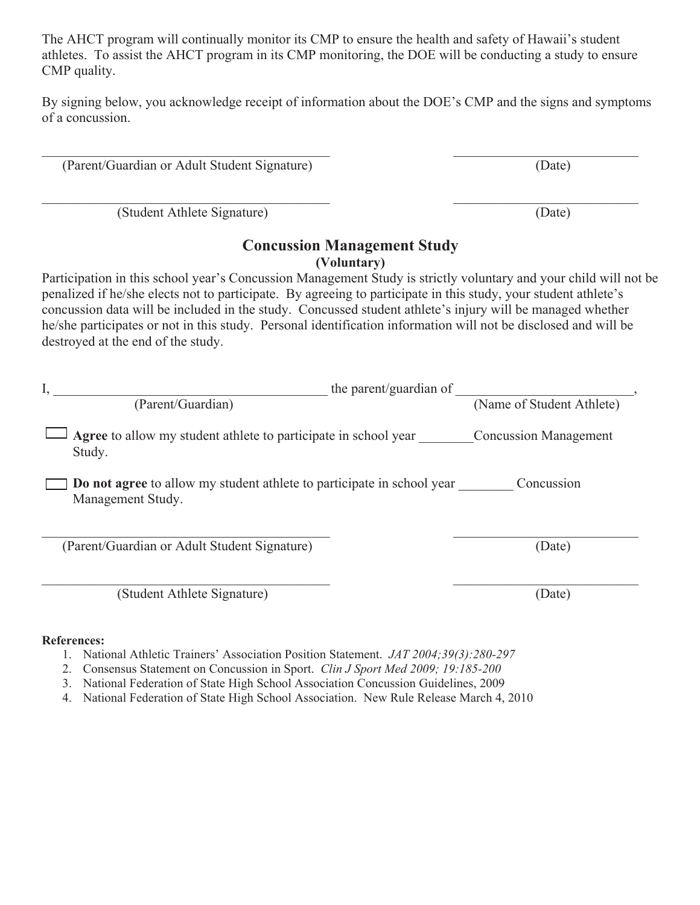The AHCT program will continually monitor its CMP to ensure the health and safety of Hawaii's student athletes. To assist the AHCT program in its CMP monitoring, the DOE will be conducting a study to ensure CMP quality.

By signing below, you acknowledge receipt of information about the DOE's CMP and the signs and symptoms of a concussion.

_________________________________________ _________________________
(Parent/Guardian or Adult Student Signature) (Date)

_________________________________________ _________________________
(Student Athlete Signature) (Date)

## Concussion Management Study

**(Voluntary)**

Participation in this school year's Concussion Management Study is strictly voluntary and your child will not be penalized if he/she elects not to participate. By agreeing to participate in this study, your student athlete's concussion data will be included in the study. Concussed student athlete's injury will be managed whether he/she participates or not in this study. Personal identification information will not be disclosed and will be destroyed at the end of the study.

I, _________________________________________ the parent/guardian of _________________________,
(Parent/Guardian) (Name of Student Athlete)

☐ **Agree** to allow my student athlete to participate in school year ________Concussion Management Study.

☐ **Do not agree** to allow my student athlete to participate in school year ________ Concussion Management Study.

_________________________________________ _________________________
(Parent/Guardian or Adult Student Signature) (Date)

_________________________________________ _________________________
(Student Athlete Signature) (Date)

**References:**

1. National Athletic Trainers' Association Position Statement. *JAT 2004;39(3):280-297*
2. Consensus Statement on Concussion in Sport. *Clin J Sport Med 2009; 19:185-200*
3. National Federation of State High School Association Concussion Guidelines, 2009
4. National Federation of State High School Association. New Rule Release March 4, 2010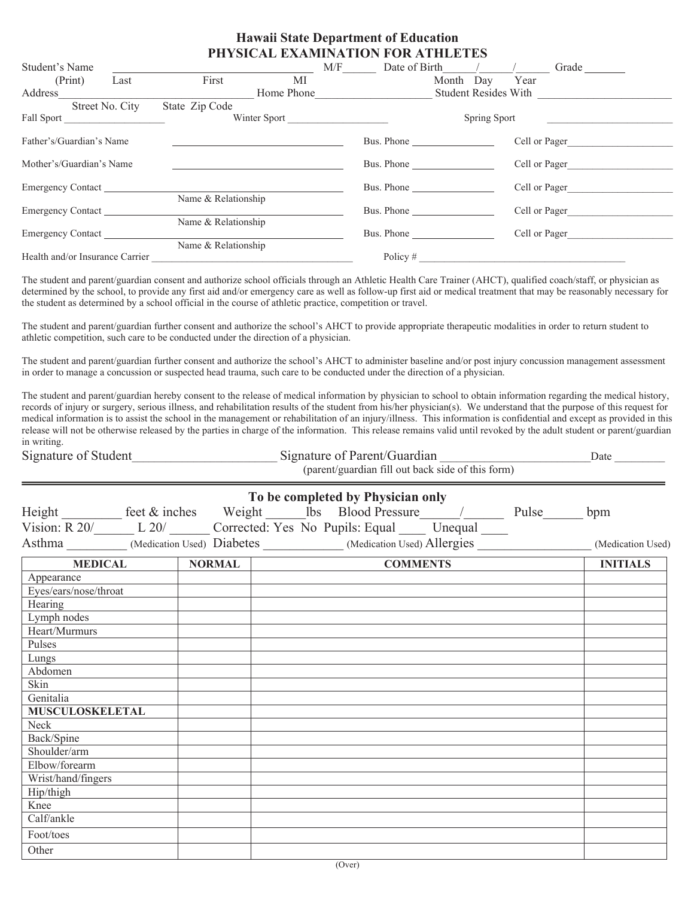# Hawaii State Department of Education
## PHYSICAL EXAMINATION FOR ATHLETES

Student's Name ______________________________ M/F______ Date of Birth______/______/______ Grade _______
(Print) Last First MI Month Day Year

Address_______________________________ Home Phone____________________ Student Resides With ________________________
Street No. City State Zip Code

Fall Sport ____________________ Winter Sport ____________________ Spring Sport ________________________

Father's/Guardian's Name ______________________________ Bus. Phone ________________ Cell or Pager_____________________

Mother's/Guardian's Name ______________________________ Bus. Phone ________________ Cell or Pager_____________________

Emergency Contact ______________________________ Bus. Phone ________________ Cell or Pager_____________________
Name & Relationship

Emergency Contact ______________________________ Bus. Phone ________________ Cell or Pager_____________________
Name & Relationship

Emergency Contact ______________________________ Bus. Phone ________________ Cell or Pager_____________________
Name & Relationship

Health and/or Insurance Carrier ________________________________________ Policy # ________________________________________

The student and parent/guardian consent and authorize school officials through an Athletic Health Care Trainer (AHCT), qualified coach/staff, or physician as determined by the school, to provide any first aid and/or emergency care as well as follow-up first aid or medical treatment that may be reasonably necessary for the student as determined by a school official in the course of athletic practice, competition or travel.

The student and parent/guardian further consent and authorize the school's AHCT to provide appropriate therapeutic modalities in order to return student to athletic competition, such care to be conducted under the direction of a physician.

The student and parent/guardian further consent and authorize the school's AHCT to administer baseline and/or post injury concussion management assessment in order to manage a concussion or suspected head trauma, such care to be conducted under the direction of a physician.

The student and parent/guardian hereby consent to the release of medical information by physician to school to obtain information regarding the medical history, records of injury or surgery, serious illness, and rehabilitation results of the student from his/her physician(s). We understand that the purpose of this request for medical information is to assist the school in the management or rehabilitation of an injury/illness. This information is confidential and except as provided in this release will not be otherwise released by the parties in charge of the information. This release remains valid until revoked by the adult student or parent/guardian in writing.

Signature of Student______________________ Signature of Parent/Guardian ________________________ Date _________
(parent/guardian fill out back side of this form)

---

### To be completed by Physician only

Height _________ feet & inches Weight ______lbs Blood Pressure______/______ Pulse______ bpm

Vision: R 20/______ L 20/ ______ Corrected: Yes No Pupils: Equal ____ Unequal ____

Asthma _________ (Medication Used) Diabetes _____________ (Medication Used) Allergies __________________ (Medication Used)

| MEDICAL | NORMAL | COMMENTS | INITIALS |
|---|---|---|---|
| Appearance | | | |
| Eyes/ears/nose/throat | | | |
| Hearing | | | |
| Lymph nodes | | | |
| Heart/Murmurs | | | |
| Pulses | | | |
| Lungs | | | |
| Abdomen | | | |
| Skin | | | |
| Genitalia | | | |
| **MUSCULOSKELETAL** | | | |
| Neck | | | |
| Back/Spine | | | |
| Shoulder/arm | | | |
| Elbow/forearm | | | |
| Wrist/hand/fingers | | | |
| Hip/thigh | | | |
| Knee | | | |
| Calf/ankle | | | |
| Foot/toes | | | |
| Other | | | |

(Over)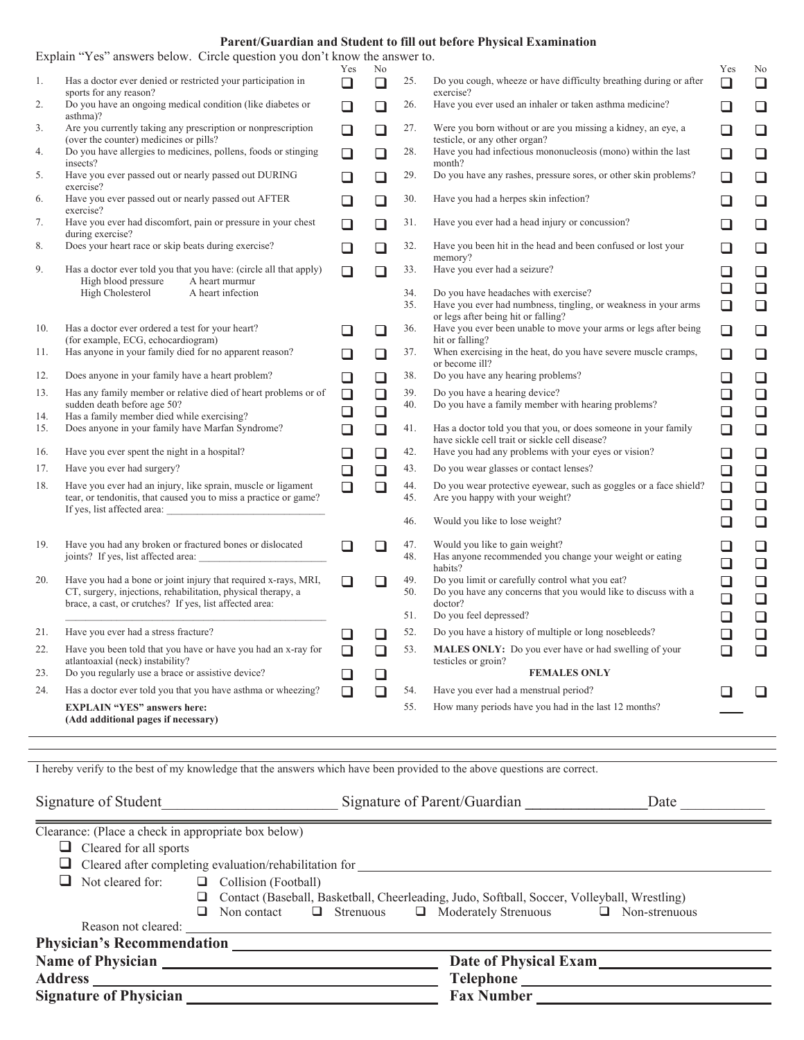**Parent/Guardian and Student to fill out before Physical Examination**

Explain "Yes" answers below. Circle question you don't know the answer to.

| # | Question | Yes | No |
|---|---|---|---|
| 1. | Has a doctor ever denied or restricted your participation in sports for any reason? | ❑ | ❑ |
| 2. | Do you have an ongoing medical condition (like diabetes or asthma)? | ❑ | ❑ |
| 3. | Are you currently taking any prescription or nonprescription (over the counter) medicines or pills? | ❑ | ❑ |
| 4. | Do you have allergies to medicines, pollens, foods or stinging insects? | ❑ | ❑ |
| 5. | Have you ever passed out or nearly passed out DURING exercise? | ❑ | ❑ |
| 6. | Have you ever passed out or nearly passed out AFTER exercise? | ❑ | ❑ |
| 7. | Have you ever had discomfort, pain or pressure in your chest during exercise? | ❑ | ❑ |
| 8. | Does your heart race or skip beats during exercise? | ❑ | ❑ |
| 9. | Has a doctor ever told you that you have: (circle all that apply) High blood pressure / A heart murmur / High Cholesterol / A heart infection | ❑ | ❑ |
| 10. | Has a doctor ever ordered a test for your heart? (for example, ECG, echocardiogram) | ❑ | ❑ |
| 11. | Has anyone in your family died for no apparent reason? | ❑ | ❑ |
| 12. | Does anyone in your family have a heart problem? | ❑ | ❑ |
| 13. | Has any family member or relative died of heart problems or of sudden death before age 50? | ❑ | ❑ |
| 14. | Has a family member died while exercising? | ❑ | ❑ |
| 15. | Does anyone in your family have Marfan Syndrome? | ❑ | ❑ |
| 16. | Have you ever spent the night in a hospital? | ❑ | ❑ |
| 17. | Have you ever had surgery? | ❑ | ❑ |
| 18. | Have you ever had an injury, like sprain, muscle or ligament tear, or tendonitis, that caused you to miss a practice or game? If yes, list affected area: ______________________________ | ❑ | ❑ |
| 19. | Have you had any broken or fractured bones or dislocated joints? If yes, list affected area: ________________________ | ❑ | ❑ |
| 20. | Have you had a bone or joint injury that required x-rays, MRI, CT, surgery, injections, rehabilitation, physical therapy, a brace, a cast, or crutches? If yes, list affected area: ______________________________ | ❑ | ❑ |
| 21. | Have you ever had a stress fracture? | ❑ | ❑ |
| 22. | Have you been told that you have or have you had an x-ray for atlantoaxial (neck) instability? | ❑ | ❑ |
| 23. | Do you regularly use a brace or assistive device? | ❑ | ❑ |
| 24. | Has a doctor ever told you that you have asthma or wheezing? | ❑ | ❑ |
| 25. | Do you cough, wheeze or have difficulty breathing during or after exercise? | ❑ | ❑ |
| 26. | Have you ever used an inhaler or taken asthma medicine? | ❑ | ❑ |
| 27. | Were you born without or are you missing a kidney, an eye, a testicle, or any other organ? | ❑ | ❑ |
| 28. | Have you had infectious mononucleosis (mono) within the last month? | ❑ | ❑ |
| 29. | Do you have any rashes, pressure sores, or other skin problems? | ❑ | ❑ |
| 30. | Have you had a herpes skin infection? | ❑ | ❑ |
| 31. | Have you ever had a head injury or concussion? | ❑ | ❑ |
| 32. | Have you been hit in the head and been confused or lost your memory? | ❑ | ❑ |
| 33. | Have you ever had a seizure? | ❑ | ❑ |
| 34. | Do you have headaches with exercise? | ❑ | ❑ |
| 35. | Have you ever had numbness, tingling, or weakness in your arms or legs after being hit or falling? | ❑ | ❑ |
| 36. | Have you ever been unable to move your arms or legs after being hit or falling? | ❑ | ❑ |
| 37. | When exercising in the heat, do you have severe muscle cramps, or become ill? | ❑ | ❑ |
| 38. | Do you have any hearing problems? | ❑ | ❑ |
| 39. | Do you have a hearing device? | ❑ | ❑ |
| 40. | Do you have a family member with hearing problems? | ❑ | ❑ |
| 41. | Has a doctor told you that you, or does someone in your family have sickle cell trait or sickle cell disease? | ❑ | ❑ |
| 42. | Have you had any problems with your eyes or vision? | ❑ | ❑ |
| 43. | Do you wear glasses or contact lenses? | ❑ | ❑ |
| 44. | Do you wear protective eyewear, such as goggles or a face shield? | ❑ | ❑ |
| 45. | Are you happy with your weight? | ❑ | ❑ |
| 46. | Would you like to lose weight? | ❑ | ❑ |
| 47. | Would you like to gain weight? | ❑ | ❑ |
| 48. | Has anyone recommended you change your weight or eating habits? | ❑ | ❑ |
| 49. | Do you limit or carefully control what you eat? | ❑ | ❑ |
| 50. | Do you have any concerns that you would like to discuss with a doctor? | ❑ | ❑ |
| 51. | Do you feel depressed? | ❑ | ❑ |
| 52. | Do you have a history of multiple or long nosebleeds? | ❑ | ❑ |
| 53. | **MALES ONLY:** Do you ever have or had swelling of your testicles or groin? | ❑ | ❑ |
| | **FEMALES ONLY** | | |
| 54. | Have you ever had a menstrual period? | ❑ | ❑ |
| 55. | How many periods have you had in the last 12 months? | ____ | |

**EXPLAIN "YES" answers here:**
**(Add additional pages if necessary)**

______________________________________________________________________________

______________________________________________________________________________

I hereby verify to the best of my knowledge that the answers which have been provided to the above questions are correct.

Signature of Student______________________ Signature of Parent/Guardian ________________ Date ___________

Clearance: (Place a check in appropriate box below)

- ❑ Cleared for all sports
- ❑ Cleared after completing evaluation/rehabilitation for ______________________________
- ❑ Not cleared for:
  - ❑ Collision (Football)
  - ❑ Contact (Baseball, Basketball, Cheerleading, Judo, Softball, Soccer, Volleyball, Wrestling)
  - ❑ Non contact ❑ Strenuous ❑ Moderately Strenuous ❑ Non-strenuous

Reason not cleared: ______________________________

**Physician's Recommendation** ______________________________

**Name of Physician** ______________________________ **Date of Physical Exam** ______________________________

**Address** ______________________________ **Telephone** ______________________________

**Signature of Physician** ______________________________ **Fax Number** ______________________________